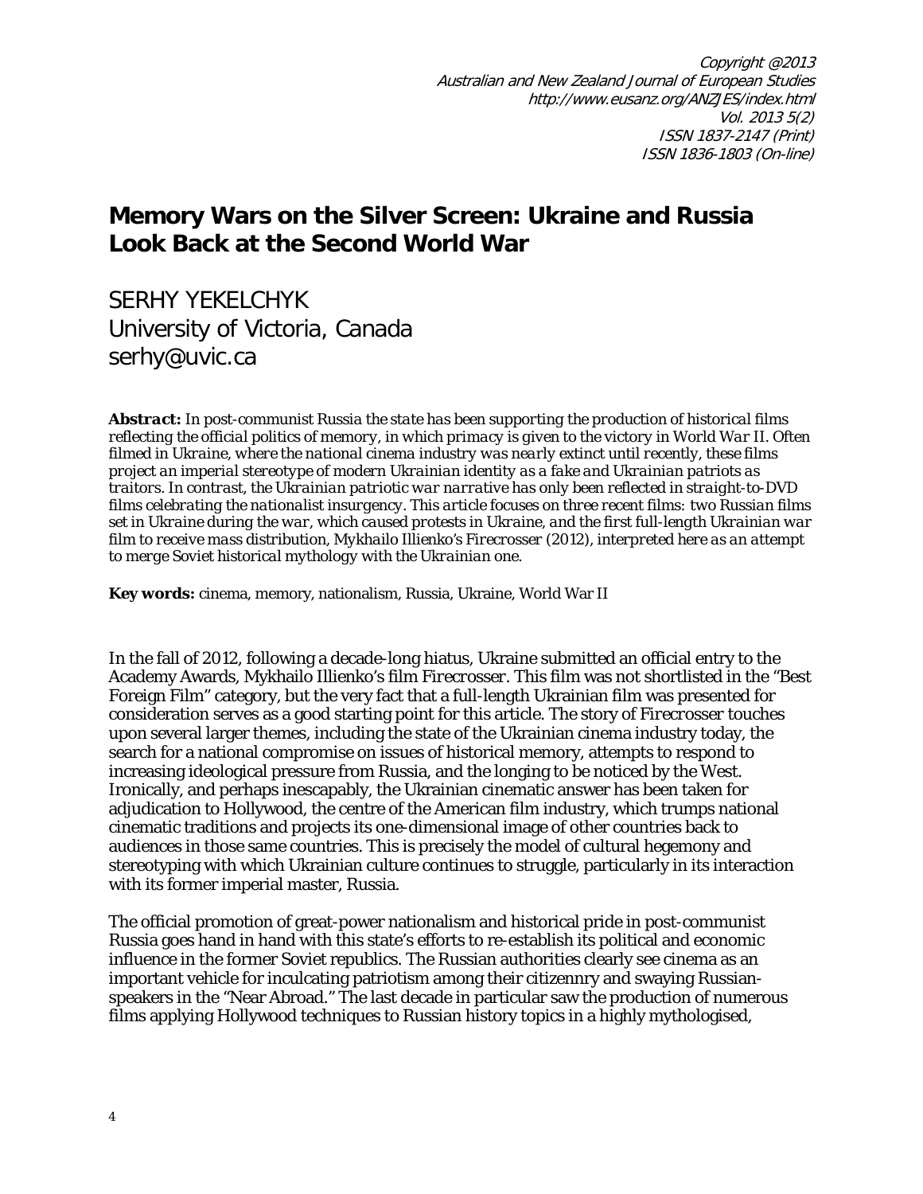Copyright @2013
Australian and New Zealand Journal of European Studies
http://www.eusanz.org/ANZJES/index.html
Vol. 2013 5(2)
ISSN 1837-2147 (Print)
ISSN 1836-1803 (On-line)

# Memory Wars on the Silver Screen: Ukraine and Russia Look Back at the Second World War

SERHY YEKELCHYK
University of Victoria, Canada
serhy@uvic.ca

**Abstract:** *In post-communist Russia the state has been supporting the production of historical films reflecting the official politics of memory, in which primacy is given to the victory in World War II. Often filmed in Ukraine, where the national cinema industry was nearly extinct until recently, these films project an imperial stereotype of modern Ukrainian identity as a fake and Ukrainian patriots as traitors. In contrast, the Ukrainian patriotic war narrative has only been reflected in straight-to-DVD films celebrating the nationalist insurgency. This article focuses on three recent films: two Russian films set in Ukraine during the war, which caused protests in Ukraine, and the first full-length Ukrainian war film to receive mass distribution, Mykhailo Illienko's Firecrosser (2012), interpreted here as an attempt to merge Soviet historical mythology with the Ukrainian one.*

**Key words:** cinema, memory, nationalism, Russia, Ukraine, World War II

In the fall of 2012, following a decade-long hiatus, Ukraine submitted an official entry to the Academy Awards, Mykhailo Illienko's film *Firecrosser*. This film was not shortlisted in the "Best Foreign Film" category, but the very fact that a full-length Ukrainian film was presented for consideration serves as a good starting point for this article. The story of *Firecrosser* touches upon several larger themes, including the state of the Ukrainian cinema industry today, the search for a national compromise on issues of historical memory, attempts to respond to increasing ideological pressure from Russia, and the longing to be noticed by the West. Ironically, and perhaps inescapably, the Ukrainian cinematic answer has been taken for adjudication to Hollywood, the centre of the American film industry, which trumps national cinematic traditions and projects its one-dimensional image of other countries back to audiences in those same countries. This is precisely the model of cultural hegemony and stereotyping with which Ukrainian culture continues to struggle, particularly in its interaction with its former imperial master, Russia.

The official promotion of great-power nationalism and historical pride in post-communist Russia goes hand in hand with this state's efforts to re-establish its political and economic influence in the former Soviet republics. The Russian authorities clearly see cinema as an important vehicle for inculcating patriotism among their citizennry and swaying Russian-speakers in the "Near Abroad." The last decade in particular saw the production of numerous films applying Hollywood techniques to Russian history topics in a highly mythologised,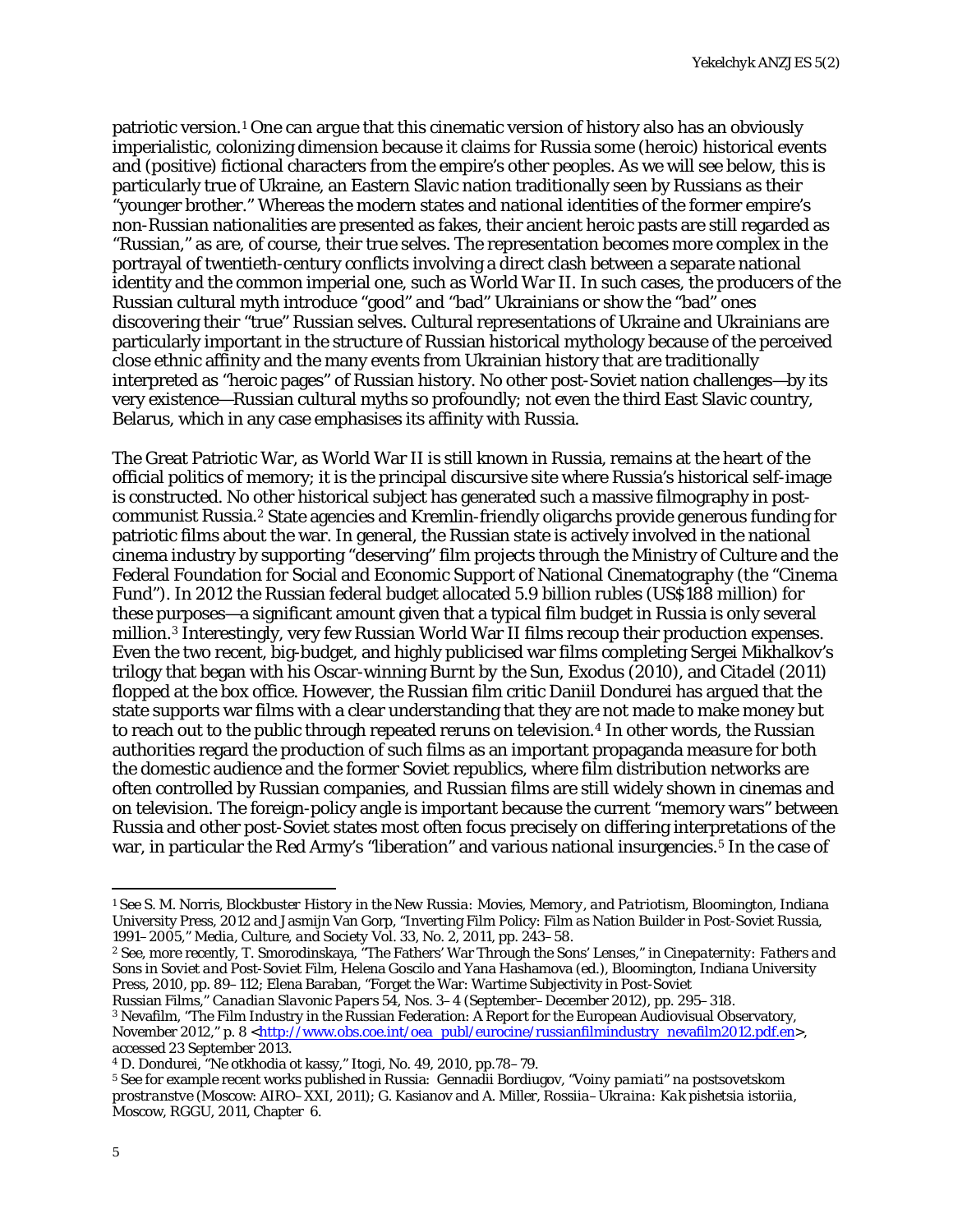patriotic version.[1] One can argue that this cinematic version of history also has an obviously imperialistic, colonizing dimension because it claims for Russia some (heroic) historical events and (positive) fictional characters from the empire's other peoples. As we will see below, this is particularly true of Ukraine, an Eastern Slavic nation traditionally seen by Russians as their "younger brother." Whereas the modern states and national identities of the former empire's non-Russian nationalities are presented as fakes, their ancient heroic pasts are still regarded as "Russian," as are, of course, their true selves. The representation becomes more complex in the portrayal of twentieth-century conflicts involving a direct clash between a separate national identity and the common imperial one, such as World War II. In such cases, the producers of the Russian cultural myth introduce "good" and "bad" Ukrainians or show the "bad" ones discovering their "true" Russian selves. Cultural representations of Ukraine and Ukrainians are particularly important in the structure of Russian historical mythology because of the perceived close ethnic affinity and the many events from Ukrainian history that are traditionally interpreted as "heroic pages" of Russian history. No other post-Soviet nation challenges—by its very existence—Russian cultural myths so profoundly; not even the third East Slavic country, Belarus, which in any case emphasises its affinity with Russia.

The Great Patriotic War, as World War II is still known in Russia, remains at the heart of the official politics of memory; it is the principal discursive site where Russia's historical self-image is constructed. No other historical subject has generated such a massive filmography in post-communist Russia.[2] State agencies and Kremlin-friendly oligarchs provide generous funding for patriotic films about the war. In general, the Russian state is actively involved in the national cinema industry by supporting "deserving" film projects through the Ministry of Culture and the Federal Foundation for Social and Economic Support of National Cinematography (the "Cinema Fund"). In 2012 the Russian federal budget allocated 5.9 billion rubles (US$188 million) for these purposes—a significant amount given that a typical film budget in Russia is only several million.[3] Interestingly, very few Russian World War II films recoup their production expenses. Even the two recent, big-budget, and highly publicised war films completing Sergei Mikhalkov's trilogy that began with his Oscar-winning *Burnt by the Sun*, *Exodus* (2010), and *Citadel* (2011) flopped at the box office. However, the Russian film critic Daniil Dondurei has argued that the state supports war films with a clear understanding that they are not made to make money but to reach out to the public through repeated reruns on television.[4] In other words, the Russian authorities regard the production of such films as an important propaganda measure for both the domestic audience and the former Soviet republics, where film distribution networks are often controlled by Russian companies, and Russian films are still widely shown in cinemas and on television. The foreign-policy angle is important because the current "memory wars" between Russia and other post-Soviet states most often focus precisely on differing interpretations of the war, in particular the Red Army's "liberation" and various national insurgencies.[5] In the case of

---

[1] See S. M. Norris, *Blockbuster History in the New Russia: Movies, Memory, and Patriotism*, Bloomington, Indiana University Press, 2012 and Jasmijn Van Gorp, "Inverting Film Policy: Film as Nation Builder in Post-Soviet Russia, 1991–2005," *Media, Culture, and Society* Vol. 33, No. 2, 2011, pp. 243–58.

[2] See, more recently, T. Smorodinskaya, "The Fathers' War Through the Sons' Lenses," in *Cinepaternity: Fathers and Sons in Soviet and Post-Soviet Film*, Helena Goscilo and Yana Hashamova (ed.), Bloomington, Indiana University Press, 2010, pp. 89–112; Elena Baraban, "Forget the War: Wartime Subjectivity in Post-Soviet Russian Films," *Canadian Slavonic Papers* 54, Nos. 3–4 (September–December 2012), pp. 295–318.

[3] Nevafilm, "The Film Industry in the Russian Federation: A Report for the European Audiovisual Observatory, November 2012," p. 8 <http://www.obs.coe.int/oea_publ/eurocine/russianfilmindustry_nevafilm2012.pdf.en>, accessed 23 September 2013.

[4] D. Dondurei, "Ne otkhodia ot kassy," *Itogi*, No. 49, 2010, pp.78–79.

[5] See for example recent works published in Russia: Gennadii Bordiugov, *"Voiny pamiati" na postsovetskom prostranstve* (Moscow: AIRO–XXI, 2011); G. Kasianov and A. Miller, *Rossiia–Ukraina: Kak pishetsia istoriia*, Moscow, RGGU, 2011, Chapter 6.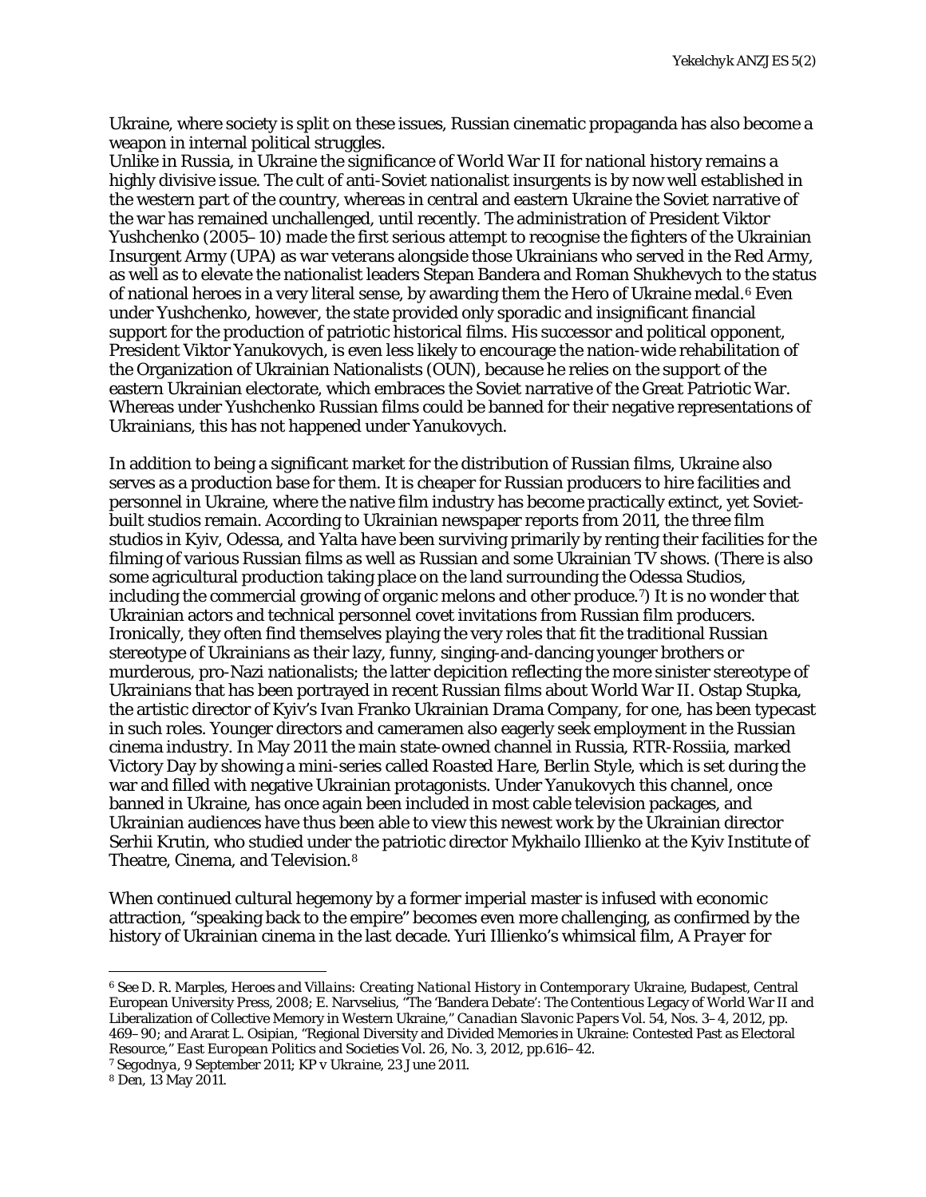Ukraine, where society is split on these issues, Russian cinematic propaganda has also become a weapon in internal political struggles.

Unlike in Russia, in Ukraine the significance of World War II for national history remains a highly divisive issue. The cult of anti-Soviet nationalist insurgents is by now well established in the western part of the country, whereas in central and eastern Ukraine the Soviet narrative of the war has remained unchallenged, until recently. The administration of President Viktor Yushchenko (2005–10) made the first serious attempt to recognise the fighters of the Ukrainian Insurgent Army (UPA) as war veterans alongside those Ukrainians who served in the Red Army, as well as to elevate the nationalist leaders Stepan Bandera and Roman Shukhevych to the status of national heroes in a very literal sense, by awarding them the Hero of Ukraine medal.[6] Even under Yushchenko, however, the state provided only sporadic and insignificant financial support for the production of patriotic historical films. His successor and political opponent, President Viktor Yanukovych, is even less likely to encourage the nation-wide rehabilitation of the Organization of Ukrainian Nationalists (OUN), because he relies on the support of the eastern Ukrainian electorate, which embraces the Soviet narrative of the Great Patriotic War. Whereas under Yushchenko Russian films could be banned for their negative representations of Ukrainians, this has not happened under Yanukovych.

In addition to being a significant market for the distribution of Russian films, Ukraine also serves as a production base for them. It is cheaper for Russian producers to hire facilities and personnel in Ukraine, where the native film industry has become practically extinct, yet Soviet-built studios remain. According to Ukrainian newspaper reports from 2011, the three film studios in Kyiv, Odessa, and Yalta have been surviving primarily by renting their facilities for the filming of various Russian films as well as Russian and some Ukrainian TV shows. (There is also some agricultural production taking place on the land surrounding the Odessa Studios, including the commercial growing of organic melons and other produce.[7]) It is no wonder that Ukrainian actors and technical personnel covet invitations from Russian film producers. Ironically, they often find themselves playing the very roles that fit the traditional Russian stereotype of Ukrainians as their lazy, funny, singing-and-dancing younger brothers or murderous, pro-Nazi nationalists; the latter depicition reflecting the more sinister stereotype of Ukrainians that has been portrayed in recent Russian films about World War II. Ostap Stupka, the artistic director of Kyiv's Ivan Franko Ukrainian Drama Company, for one, has been typecast in such roles. Younger directors and cameramen also eagerly seek employment in the Russian cinema industry. In May 2011 the main state-owned channel in Russia, RTR-Rossiia, marked Victory Day by showing a mini-series called *Roasted Hare, Berlin Style*, which is set during the war and filled with negative Ukrainian protagonists. Under Yanukovych this channel, once banned in Ukraine, has once again been included in most cable television packages, and Ukrainian audiences have thus been able to view this newest work by the Ukrainian director Serhii Krutin, who studied under the patriotic director Mykhailo Illienko at the Kyiv Institute of Theatre, Cinema, and Television.[8]

When continued cultural hegemony by a former imperial master is infused with economic attraction, "speaking back to the empire" becomes even more challenging, as confirmed by the history of Ukrainian cinema in the last decade. Yuri Illienko's whimsical film, *A Prayer for*

---

[6] See D. R. Marples, *Heroes and Villains: Creating National History in Contemporary Ukraine*, Budapest, Central European University Press, 2008; E. Narvselius, "The 'Bandera Debate': The Contentious Legacy of World War II and Liberalization of Collective Memory in Western Ukraine," *Canadian Slavonic Papers* Vol. 54, Nos. 3–4, 2012, pp. 469–90; and Ararat L. Osipian, "Regional Diversity and Divided Memories in Ukraine: Contested Past as Electoral Resource," *East European Politics and Societies* Vol. 26, No. 3, 2012, pp.616–42.

[7] *Segodnya*, 9 September 2011; *KP v Ukraine*, 23 June 2011.

[8] *Den*, 13 May 2011.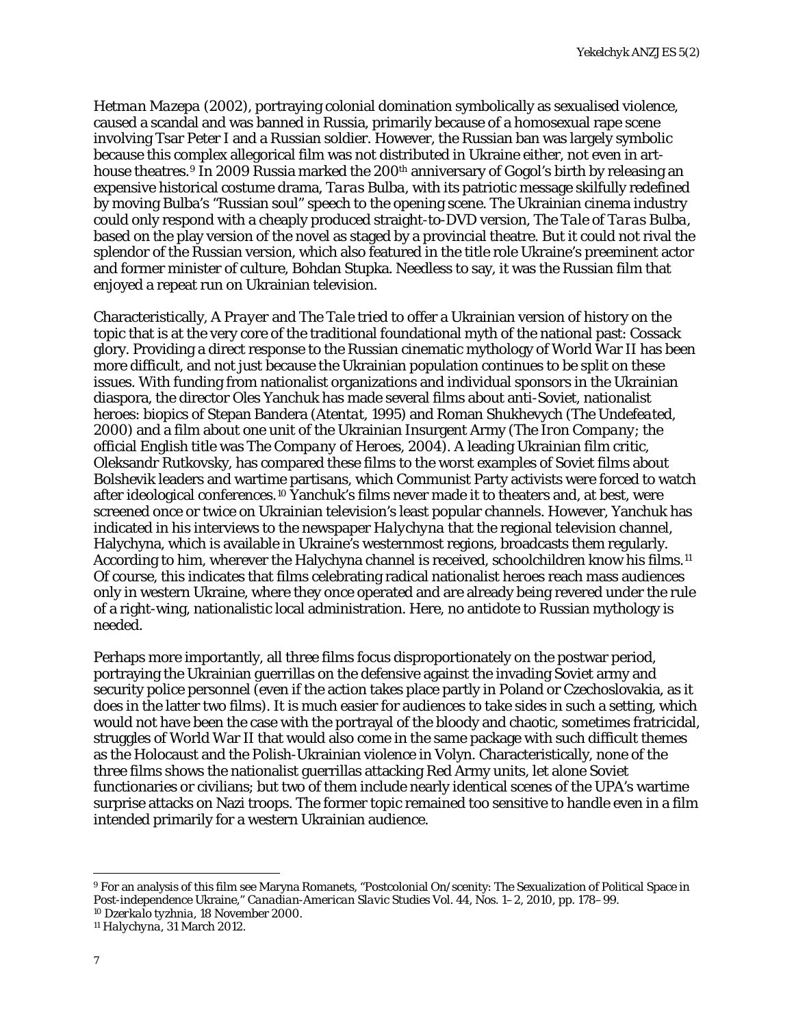*Hetman Mazepa* (2002), portraying colonial domination symbolically as sexualised violence, caused a scandal and was banned in Russia, primarily because of a homosexual rape scene involving Tsar Peter I and a Russian soldier. However, the Russian ban was largely symbolic because this complex allegorical film was not distributed in Ukraine either, not even in art-house theatres.[9] In 2009 Russia marked the 200th anniversary of Gogol's birth by releasing an expensive historical costume drama, *Taras Bulba*, with its patriotic message skilfully redefined by moving Bulba's "Russian soul" speech to the opening scene. The Ukrainian cinema industry could only respond with a cheaply produced straight-to-DVD version, *The Tale of Taras Bulba*, based on the play version of the novel as staged by a provincial theatre. But it could not rival the splendor of the Russian version, which also featured in the title role Ukraine's preeminent actor and former minister of culture, Bohdan Stupka. Needless to say, it was the Russian film that enjoyed a repeat run on Ukrainian television.

Characteristically, *A Prayer* and *The Tale* tried to offer a Ukrainian version of history on the topic that is at the very core of the traditional foundational myth of the national past: Cossack glory. Providing a direct response to the Russian cinematic mythology of World War II has been more difficult, and not just because the Ukrainian population continues to be split on these issues. With funding from nationalist organizations and individual sponsors in the Ukrainian diaspora, the director Oles Yanchuk has made several films about anti-Soviet, nationalist heroes: biopics of Stepan Bandera (*Atentat*, 1995) and Roman Shukhevych (*The Undefeated*, 2000) and a film about one unit of the Ukrainian Insurgent Army (*The Iron Company*; the official English title was *The Company of Heroes*, 2004). A leading Ukrainian film critic, Oleksandr Rutkovsky, has compared these films to the worst examples of Soviet films about Bolshevik leaders and wartime partisans, which Communist Party activists were forced to watch after ideological conferences.[10] Yanchuk's films never made it to theaters and, at best, were screened once or twice on Ukrainian television's least popular channels. However, Yanchuk has indicated in his interviews to the newspaper *Halychyna* that the regional television channel, Halychyna, which is available in Ukraine's westernmost regions, broadcasts them regularly. According to him, wherever the Halychyna channel is received, schoolchildren know his films.[11] Of course, this indicates that films celebrating radical nationalist heroes reach mass audiences only in western Ukraine, where they once operated and are already being revered under the rule of a right-wing, nationalistic local administration. Here, no antidote to Russian mythology is needed.

Perhaps more importantly, all three films focus disproportionately on the postwar period, portraying the Ukrainian guerrillas on the defensive against the invading Soviet army and security police personnel (even if the action takes place partly in Poland or Czechoslovakia, as it does in the latter two films). It is much easier for audiences to take sides in such a setting, which would not have been the case with the portrayal of the bloody and chaotic, sometimes fratricidal, struggles of World War II that would also come in the same package with such difficult themes as the Holocaust and the Polish-Ukrainian violence in Volyn. Characteristically, none of the three films shows the nationalist guerrillas attacking Red Army units, let alone Soviet functionaries or civilians; but two of them include nearly identical scenes of the UPA's wartime surprise attacks on Nazi troops. The former topic remained too sensitive to handle even in a film intended primarily for a western Ukrainian audience.

---

[9] For an analysis of this film see Maryna Romanets, "Postcolonial On/scenity: The Sexualization of Political Space in Post-independence Ukraine," *Canadian-American Slavic Studies* Vol. 44, Nos. 1–2, 2010, pp. 178–99.

[10] *Dzerkalo tyzhnia*, 18 November 2000.

[11] *Halychyna*, 31 March 2012.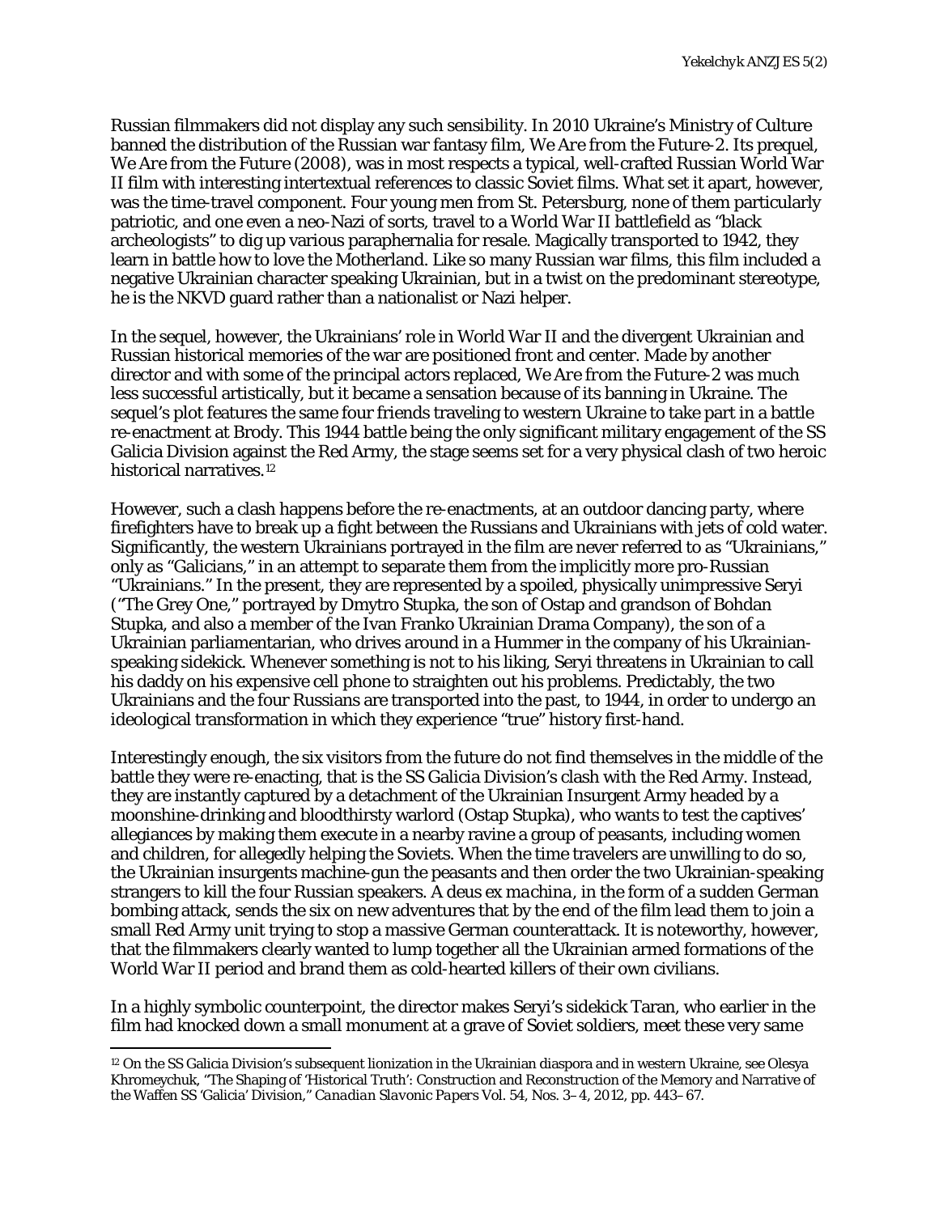Russian filmmakers did not display any such sensibility. In 2010 Ukraine's Ministry of Culture banned the distribution of the Russian war fantasy film, *We Are from the Future-2*. Its prequel, *We Are from the Future* (2008), was in most respects a typical, well-crafted Russian World War II film with interesting intertextual references to classic Soviet films. What set it apart, however, was the time-travel component. Four young men from St. Petersburg, none of them particularly patriotic, and one even a neo-Nazi of sorts, travel to a World War II battlefield as "black archeologists" to dig up various paraphernalia for resale. Magically transported to 1942, they learn in battle how to love the Motherland. Like so many Russian war films, this film included a negative Ukrainian character speaking Ukrainian, but in a twist on the predominant stereotype, he is the NKVD guard rather than a nationalist or Nazi helper.

In the sequel, however, the Ukrainians' role in World War II and the divergent Ukrainian and Russian historical memories of the war are positioned front and center. Made by another director and with some of the principal actors replaced, *We Are from the Future-2* was much less successful artistically, but it became a sensation because of its banning in Ukraine. The sequel's plot features the same four friends traveling to western Ukraine to take part in a battle re-enactment at Brody. This 1944 battle being the only significant military engagement of the SS Galicia Division against the Red Army, the stage seems set for a very physical clash of two heroic historical narratives.[12]

However, such a clash happens before the re-enactments, at an outdoor dancing party, where firefighters have to break up a fight between the Russians and Ukrainians with jets of cold water. Significantly, the western Ukrainians portrayed in the film are never referred to as "Ukrainians," only as "Galicians," in an attempt to separate them from the implicitly more pro-Russian "Ukrainians." In the present, they are represented by a spoiled, physically unimpressive Seryi ("The Grey One," portrayed by Dmytro Stupka, the son of Ostap and grandson of Bohdan Stupka, and also a member of the Ivan Franko Ukrainian Drama Company), the son of a Ukrainian parliamentarian, who drives around in a Hummer in the company of his Ukrainian-speaking sidekick. Whenever something is not to his liking, Seryi threatens in Ukrainian to call his daddy on his expensive cell phone to straighten out his problems. Predictably, the two Ukrainians and the four Russians are transported into the past, to 1944, in order to undergo an ideological transformation in which they experience "true" history first-hand.

Interestingly enough, the six visitors from the future do not find themselves in the middle of the battle they were re-enacting, that is the SS Galicia Division's clash with the Red Army. Instead, they are instantly captured by a detachment of the Ukrainian Insurgent Army headed by a moonshine-drinking and bloodthirsty warlord (Ostap Stupka), who wants to test the captives' allegiances by making them execute in a nearby ravine a group of peasants, including women and children, for allegedly helping the Soviets. When the time travelers are unwilling to do so, the Ukrainian insurgents machine-gun the peasants and then order the two Ukrainian-speaking strangers to kill the four Russian speakers. A *deus ex machina*, in the form of a sudden German bombing attack, sends the six on new adventures that by the end of the film lead them to join a small Red Army unit trying to stop a massive German counterattack. It is noteworthy, however, that the filmmakers clearly wanted to lump together all the Ukrainian armed formations of the World War II period and brand them as cold-hearted killers of their own civilians.

In a highly symbolic counterpoint, the director makes Seryi's sidekick Taran, who earlier in the film had knocked down a small monument at a grave of Soviet soldiers, meet these very same

---

[12] On the SS Galicia Division's subsequent lionization in the Ukrainian diaspora and in western Ukraine, see Olesya Khromeychuk, "The Shaping of 'Historical Truth': Construction and Reconstruction of the Memory and Narrative of the Waffen SS 'Galicia' Division," *Canadian Slavonic Papers* Vol. 54, Nos. 3–4, 2012, pp. 443–67.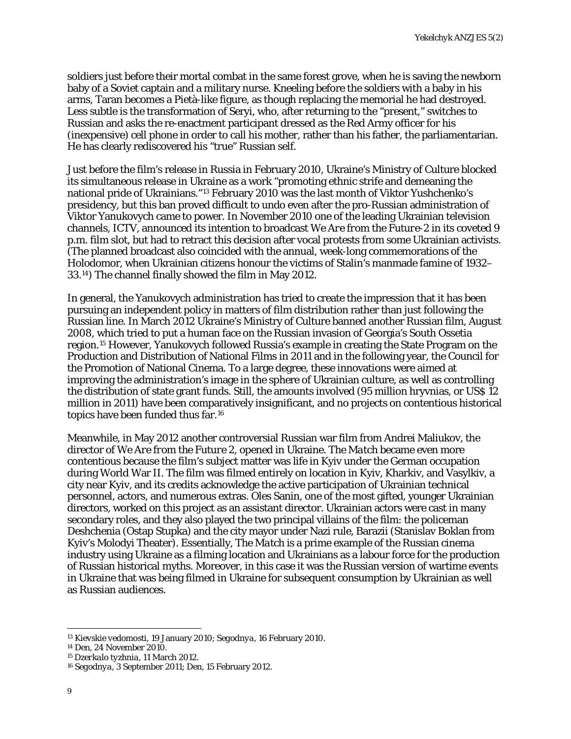soldiers just before their mortal combat in the same forest grove, when he is saving the newborn baby of a Soviet captain and a military nurse. Kneeling before the soldiers with a baby in his arms, Taran becomes a Pietà-like figure, as though replacing the memorial he had destroyed. Less subtle is the transformation of Seryi, who, after returning to the "present," switches to Russian and asks the re-enactment participant dressed as the Red Army officer for his (inexpensive) cell phone in order to call his mother, rather than his father, the parliamentarian. He has clearly rediscovered his "true" Russian self.

Just before the film's release in Russia in February 2010, Ukraine's Ministry of Culture blocked its simultaneous release in Ukraine as a work "promoting ethnic strife and demeaning the national pride of Ukrainians."[13] February 2010 was the last month of Viktor Yushchenko's presidency, but this ban proved difficult to undo even after the pro-Russian administration of Viktor Yanukovych came to power. In November 2010 one of the leading Ukrainian television channels, ICTV, announced its intention to broadcast *We Are from the Future-2* in its coveted 9 p.m. film slot, but had to retract this decision after vocal protests from some Ukrainian activists. (The planned broadcast also coincided with the annual, week-long commemorations of the Holodomor, when Ukrainian citizens honour the victims of Stalin's manmade famine of 1932–33.[14]) The channel finally showed the film in May 2012.

In general, the Yanukovych administration has tried to create the impression that it has been pursuing an independent policy in matters of film distribution rather than just following the Russian line. In March 2012 Ukraine's Ministry of Culture banned another Russian film, *August 2008*, which tried to put a human face on the Russian invasion of Georgia's South Ossetia region.[15] However, Yanukovych followed Russia's example in creating the State Program on the Production and Distribution of National Films in 2011 and in the following year, the Council for the Promotion of National Cinema. To a large degree, these innovations were aimed at improving the administration's image in the sphere of Ukrainian culture, as well as controlling the distribution of state grant funds. Still, the amounts involved (95 million hryvnias, or US$ 12 million in 2011) have been comparatively insignificant, and no projects on contentious historical topics have been funded thus far.[16]

Meanwhile, in May 2012 another controversial Russian war film from Andrei Maliukov, the director of *We Are from the Future 2*, opened in Ukraine. *The Match* became even more contentious because the film's subject matter was life in Kyiv under the German occupation during World War II. The film was filmed entirely on location in Kyiv, Kharkiv, and Vasylkiv, a city near Kyiv, and its credits acknowledge the active participation of Ukrainian technical personnel, actors, and numerous extras. Oles Sanin, one of the most gifted, younger Ukrainian directors, worked on this project as an assistant director. Ukrainian actors were cast in many secondary roles, and they also played the two principal villains of the film: the policeman Deshchenia (Ostap Stupka) and the city mayor under Nazi rule, Barazii (Stanislav Boklan from Kyiv's Molodyi Theater). Essentially, *The Match* is a prime example of the Russian cinema industry using Ukraine as a filming location and Ukrainians as a labour force for the production of Russian historical myths. Moreover, in this case it was the Russian version of wartime events in Ukraine that was being filmed in Ukraine for subsequent consumption by Ukrainian as well as Russian audiences.

---

[13] *Kievskie vedomosti*, 19 January 2010; *Segodnya*, 16 February 2010.

[14] *Den*, 24 November 2010.

[15] *Dzerkalo tyzhnia*, 11 March 2012.

[16] *Segodnya*, 3 September 2011; *Den*, 15 February 2012.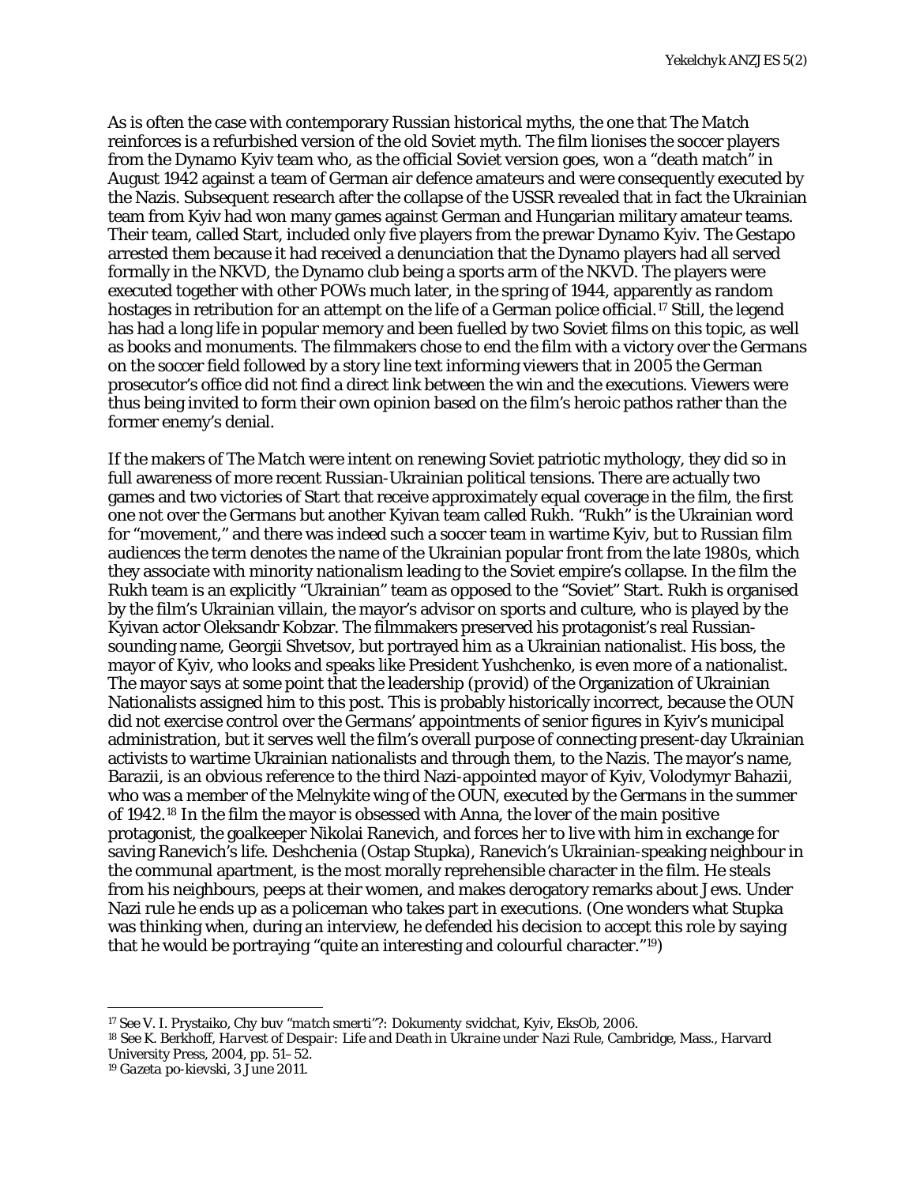As is often the case with contemporary Russian historical myths, the one that *The Match* reinforces is a refurbished version of the old Soviet myth. The film lionises the soccer players from the Dynamo Kyiv team who, as the official Soviet version goes, won a "death match" in August 1942 against a team of German air defence amateurs and were consequently executed by the Nazis. Subsequent research after the collapse of the USSR revealed that in fact the Ukrainian team from Kyiv had won many games against German and Hungarian military amateur teams. Their team, called Start, included only five players from the prewar Dynamo Kyiv. The Gestapo arrested them because it had received a denunciation that the Dynamo players had all served formally in the NKVD, the Dynamo club being a sports arm of the NKVD. The players were executed together with other POWs much later, in the spring of 1944, apparently as random hostages in retribution for an attempt on the life of a German police official.[17] Still, the legend has had a long life in popular memory and been fuelled by two Soviet films on this topic, as well as books and monuments. The filmmakers chose to end the film with a victory over the Germans on the soccer field followed by a story line text informing viewers that in 2005 the German prosecutor's office did not find a direct link between the win and the executions. Viewers were thus being invited to form their own opinion based on the film's heroic pathos rather than the former enemy's denial.

If the makers of *The Match* were intent on renewing Soviet patriotic mythology, they did so in full awareness of more recent Russian-Ukrainian political tensions. There are actually two games and two victories of Start that receive approximately equal coverage in the film, the first one not over the Germans but another Kyivan team called Rukh. "Rukh" is the Ukrainian word for "movement," and there was indeed such a soccer team in wartime Kyiv, but to Russian film audiences the term denotes the name of the Ukrainian popular front from the late 1980s, which they associate with minority nationalism leading to the Soviet empire's collapse. In the film the Rukh team is an explicitly "Ukrainian" team as opposed to the "Soviet" Start. Rukh is organised by the film's Ukrainian villain, the mayor's advisor on sports and culture, who is played by the Kyivan actor Oleksandr Kobzar. The filmmakers preserved his protagonist's real Russian-sounding name, Georgii Shvetsov, but portrayed him as a Ukrainian nationalist. His boss, the mayor of Kyiv, who looks and speaks like President Yushchenko, is even more of a nationalist. The mayor says at some point that the leadership (*provid*) of the Organization of Ukrainian Nationalists assigned him to this post. This is probably historically incorrect, because the OUN did not exercise control over the Germans' appointments of senior figures in Kyiv's municipal administration, but it serves well the film's overall purpose of connecting present-day Ukrainian activists to wartime Ukrainian nationalists and through them, to the Nazis. The mayor's name, Barazii, is an obvious reference to the third Nazi-appointed mayor of Kyiv, Volodymyr Bahazii, who was a member of the Melnykite wing of the OUN, executed by the Germans in the summer of 1942.[18] In the film the mayor is obsessed with Anna, the lover of the main positive protagonist, the goalkeeper Nikolai Ranevich, and forces her to live with him in exchange for saving Ranevich's life. Deshchenia (Ostap Stupka), Ranevich's Ukrainian-speaking neighbour in the communal apartment, is the most morally reprehensible character in the film. He steals from his neighbours, peeps at their women, and makes derogatory remarks about Jews. Under Nazi rule he ends up as a policeman who takes part in executions. (One wonders what Stupka was thinking when, during an interview, he defended his decision to accept this role by saying that he would be portraying "quite an interesting and colourful character."[19])

---

[17] See V. I. Prystaiko, *Chy buv "match smerti"?: Dokumenty svidchat*, Kyiv, EksOb, 2006.

[18] See K. Berkhoff, *Harvest of Despair: Life and Death in Ukraine under Nazi Rule*, Cambridge, Mass., Harvard University Press, 2004, pp. 51–52.

[19] *Gazeta po-kievski*, 3 June 2011.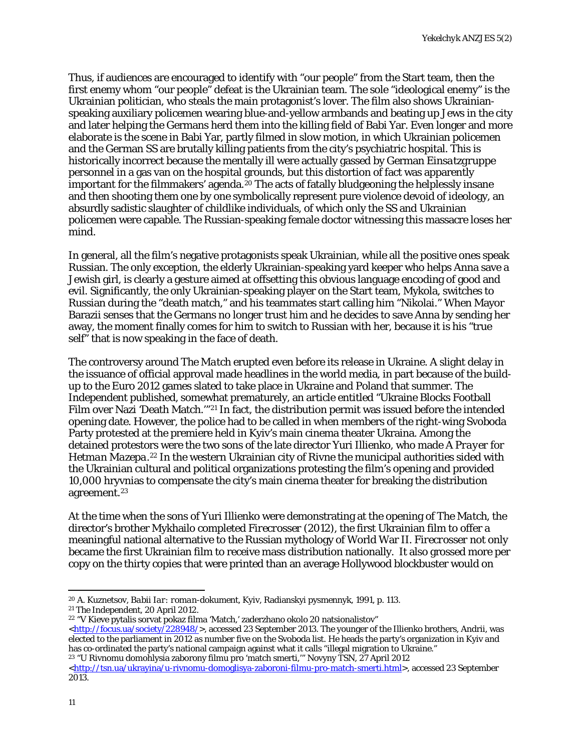Thus, if audiences are encouraged to identify with "our people" from the Start team, then the first enemy whom "our people" defeat is the Ukrainian team. The sole "ideological enemy" is the Ukrainian politician, who steals the main protagonist's lover. The film also shows Ukrainian-speaking auxiliary policemen wearing blue-and-yellow armbands and beating up Jews in the city and later helping the Germans herd them into the killing field of Babi Yar. Even longer and more elaborate is the scene in Babi Yar, partly filmed in slow motion, in which Ukrainian policemen and the German SS are brutally killing patients from the city's psychiatric hospital. This is historically incorrect because the mentally ill were actually gassed by German *Einsatzgruppe* personnel in a gas van on the hospital grounds, but this distortion of fact was apparently important for the filmmakers' agenda.[20] The acts of fatally bludgeoning the helplessly insane and then shooting them one by one symbolically represent pure violence devoid of ideology, an absurdly sadistic slaughter of childlike individuals, of which only the SS and Ukrainian policemen were capable. The Russian-speaking female doctor witnessing this massacre loses her mind.

In general, all the film's negative protagonists speak Ukrainian, while all the positive ones speak Russian. The only exception, the elderly Ukrainian-speaking yard keeper who helps Anna save a Jewish girl, is clearly a gesture aimed at offsetting this obvious language encoding of good and evil. Significantly, the only Ukrainian-speaking player on the Start team, Mykola, switches to Russian during the "death match," and his teammates start calling him "Nikolai." When Mayor Barazii senses that the Germans no longer trust him and he decides to save Anna by sending her away, the moment finally comes for him to switch to Russian with her, because it is his "true self" that is now speaking in the face of death.

The controversy around *The Match* erupted even before its release in Ukraine. A slight delay in the issuance of official approval made headlines in the world media, in part because of the build-up to the Euro 2012 games slated to take place in Ukraine and Poland that summer. The Independent published, somewhat prematurely, an article entitled "Ukraine Blocks Football Film over Nazi 'Death Match.'"[21] In fact, the distribution permit was issued before the intended opening date. However, the police had to be called in when members of the right-wing Svoboda Party protested at the premiere held in Kyiv's main cinema theater Ukraina. Among the detained protestors were the two sons of the late director Yuri Illienko, who made *A Prayer for Hetman Mazepa*.[22] In the western Ukrainian city of Rivne the municipal authorities sided with the Ukrainian cultural and political organizations protesting the film's opening and provided 10,000 hryvnias to compensate the city's main cinema theater for breaking the distribution agreement.[23]

At the time when the sons of Yuri Illienko were demonstrating at the opening of *The Match*, the director's brother Mykhailo completed *Firecrosser* (2012), the first Ukrainian film to offer a meaningful national alternative to the Russian mythology of World War II. *Firecrosser* not only became the first Ukrainian film to receive mass distribution nationally. It also grossed more per copy on the thirty copies that were printed than an average Hollywood blockbuster would on

---

[20] A. Kuznetsov, *Babii Iar: roman-dokument*, Kyiv, Radianskyi pysmennyk, 1991, p. 113.

[21] The Independent, 20 April 2012.

[22] "V Kieve pytalis sorvat pokaz filma 'Match,' zaderzhano okolo 20 natsionalistov" <http://focus.ua/society/228948/>, accessed 23 September 2013. The younger of the Illienko brothers, Andrii, was elected to the parliament in 2012 as number five on the Svoboda list. He heads the party's organization in Kyiv and has co-ordinated the party's national campaign against what it calls "illegal migration to Ukraine."

[23] "U Rivnomu domohlysia zaborony filmu pro 'match smerti,'" Novyny TSN, 27 April 2012 <http://tsn.ua/ukrayina/u-rivnomu-domoglisya-zaboroni-filmu-pro-match-smerti.html>, accessed 23 September 2013.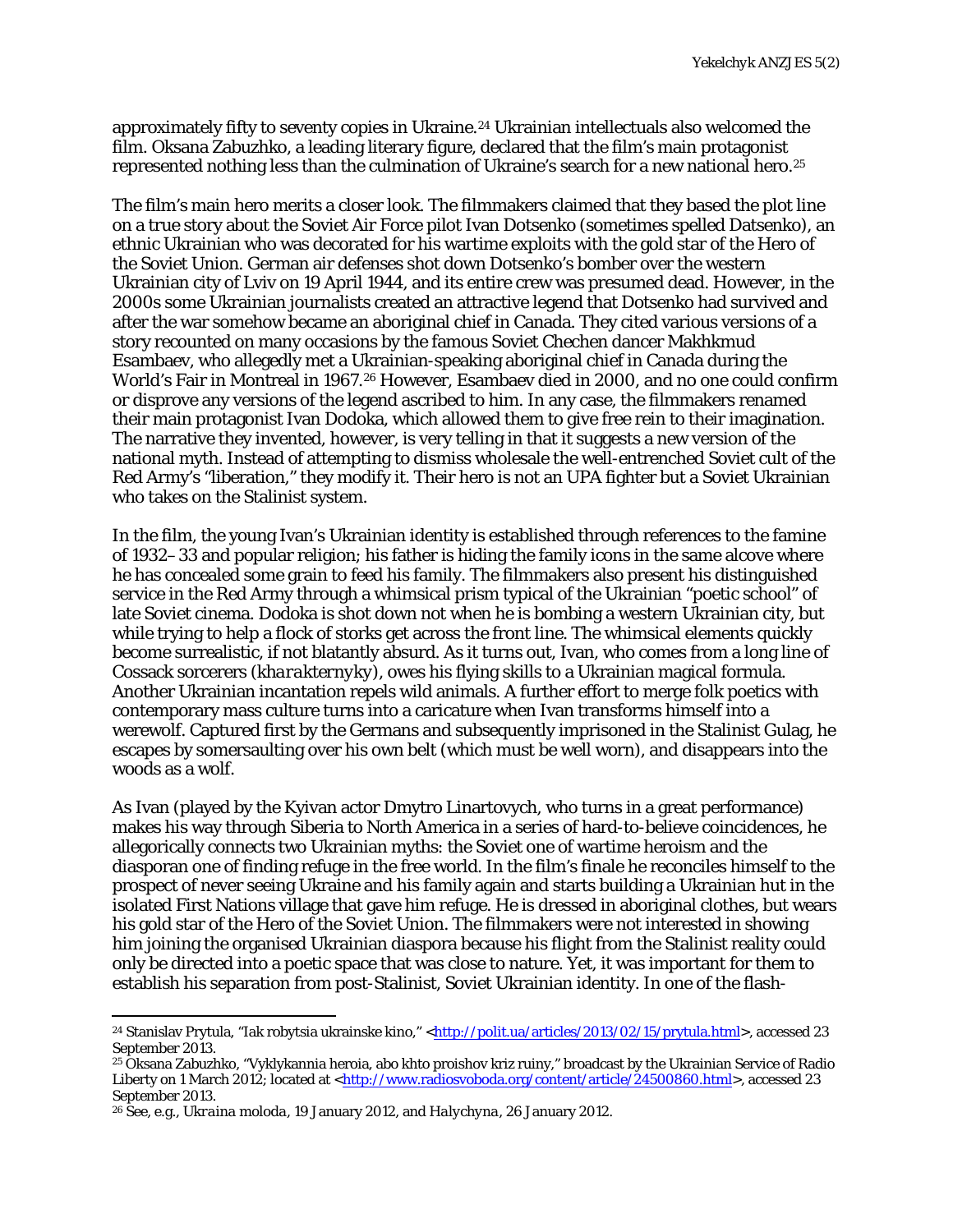approximately fifty to seventy copies in Ukraine.[24] Ukrainian intellectuals also welcomed the film. Oksana Zabuzhko, a leading literary figure, declared that the film's main protagonist represented nothing less than the culmination of Ukraine's search for a new national hero.[25]

The film's main hero merits a closer look. The filmmakers claimed that they based the plot line on a true story about the Soviet Air Force pilot Ivan Dotsenko (sometimes spelled Datsenko), an ethnic Ukrainian who was decorated for his wartime exploits with the gold star of the Hero of the Soviet Union. German air defenses shot down Dotsenko's bomber over the western Ukrainian city of Lviv on 19 April 1944, and its entire crew was presumed dead. However, in the 2000s some Ukrainian journalists created an attractive legend that Dotsenko had survived and after the war somehow became an aboriginal chief in Canada. They cited various versions of a story recounted on many occasions by the famous Soviet Chechen dancer Makhkmud Esambaev, who allegedly met a Ukrainian-speaking aboriginal chief in Canada during the World's Fair in Montreal in 1967.[26] However, Esambaev died in 2000, and no one could confirm or disprove any versions of the legend ascribed to him. In any case, the filmmakers renamed their main protagonist Ivan Dodoka, which allowed them to give free rein to their imagination. The narrative they invented, however, is very telling in that it suggests a new version of the national myth. Instead of attempting to dismiss wholesale the well-entrenched Soviet cult of the Red Army's "liberation," they modify it. Their hero is not an UPA fighter but a Soviet Ukrainian who takes on the Stalinist system.

In the film, the young Ivan's Ukrainian identity is established through references to the famine of 1932–33 and popular religion; his father is hiding the family icons in the same alcove where he has concealed some grain to feed his family. The filmmakers also present his distinguished service in the Red Army through a whimsical prism typical of the Ukrainian "poetic school" of late Soviet cinema. Dodoka is shot down not when he is bombing a western Ukrainian city, but while trying to help a flock of storks get across the front line. The whimsical elements quickly become surrealistic, if not blatantly absurd. As it turns out, Ivan, who comes from a long line of Cossack sorcerers (*kharakternyky*), owes his flying skills to a Ukrainian magical formula. Another Ukrainian incantation repels wild animals. A further effort to merge folk poetics with contemporary mass culture turns into a caricature when Ivan transforms himself into a werewolf. Captured first by the Germans and subsequently imprisoned in the Stalinist Gulag, he escapes by somersaulting over his own belt (which must be well worn), and disappears into the woods as a wolf.

As Ivan (played by the Kyivan actor Dmytro Linartovych, who turns in a great performance) makes his way through Siberia to North America in a series of hard-to-believe coincidences, he allegorically connects two Ukrainian myths: the Soviet one of wartime heroism and the diasporan one of finding refuge in the free world. In the film's finale he reconciles himself to the prospect of never seeing Ukraine and his family again and starts building a Ukrainian hut in the isolated First Nations village that gave him refuge. He is dressed in aboriginal clothes, but wears his gold star of the Hero of the Soviet Union. The filmmakers were not interested in showing him joining the organised Ukrainian diaspora because his flight from the Stalinist reality could only be directed into a poetic space that was close to nature. Yet, it was important for them to establish his separation from post-Stalinist, Soviet Ukrainian identity. In one of the flash-

---

[24] Stanislav Prytula, "Iak robytsia ukrainske kino," <http://polit.ua/articles/2013/02/15/prytula.html>, accessed 23 September 2013.

[25] Oksana Zabuzhko, "Vyklykannia heroia, abo khto proishov kriz ruiny," broadcast by the Ukrainian Service of Radio Liberty on 1 March 2012; located at <http://www.radiosvoboda.org/content/article/24500860.html>, accessed 23 September 2013.

[26] See, e.g., *Ukraina moloda*, 19 January 2012, and *Halychyna*, 26 January 2012.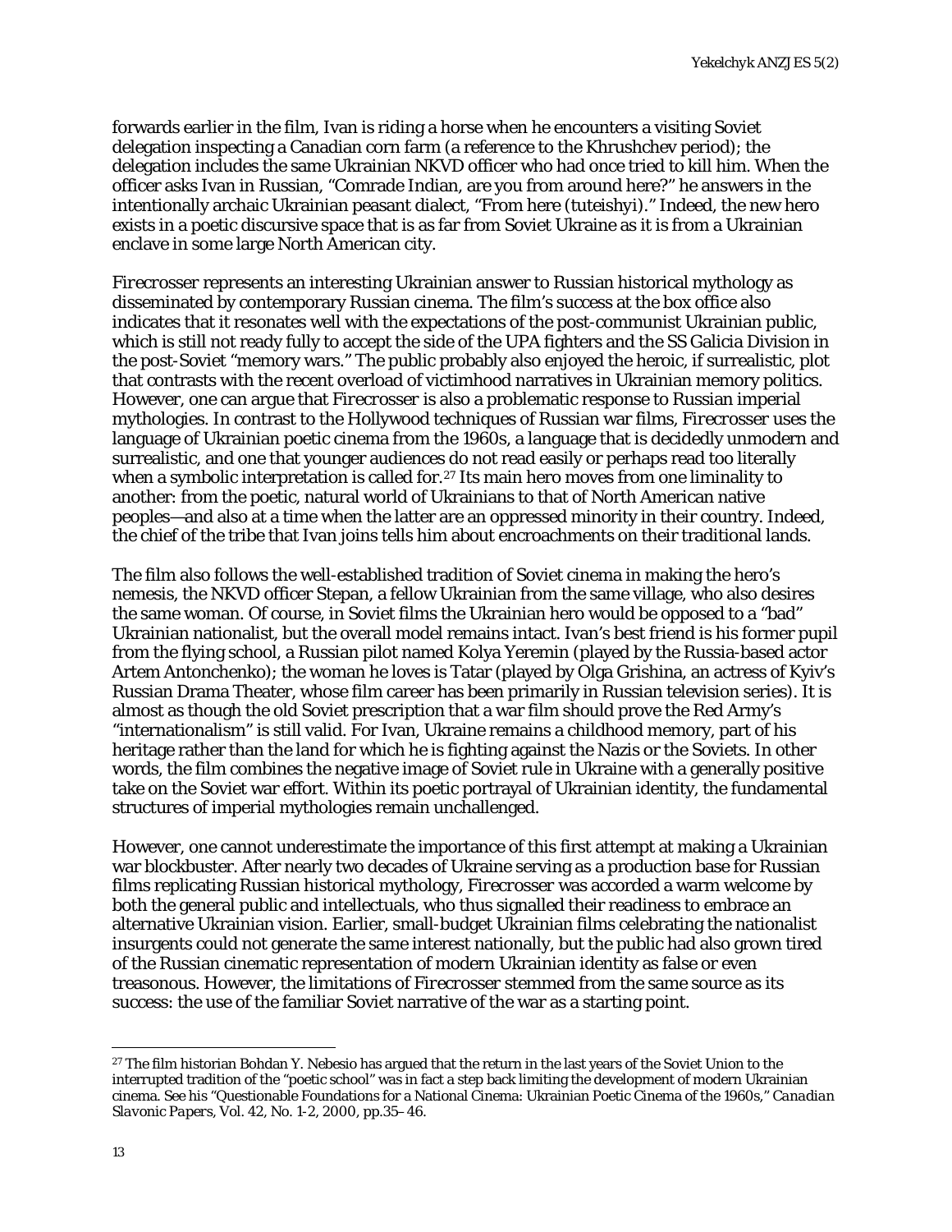forwards earlier in the film, Ivan is riding a horse when he encounters a visiting Soviet delegation inspecting a Canadian corn farm (a reference to the Khrushchev period); the delegation includes the same Ukrainian NKVD officer who had once tried to kill him. When the officer asks Ivan in Russian, "Comrade Indian, are you from around here?" he answers in the intentionally archaic Ukrainian peasant dialect, "From here (*tuteishyi*)." Indeed, the new hero exists in a poetic discursive space that is as far from Soviet Ukraine as it is from a Ukrainian enclave in some large North American city.

*Firecrosser* represents an interesting Ukrainian answer to Russian historical mythology as disseminated by contemporary Russian cinema. The film's success at the box office also indicates that it resonates well with the expectations of the post-communist Ukrainian public, which is still not ready fully to accept the side of the UPA fighters and the SS Galicia Division in the post-Soviet "memory wars." The public probably also enjoyed the heroic, if surrealistic, plot that contrasts with the recent overload of victimhood narratives in Ukrainian memory politics. However, one can argue that *Firecrosser* is also a problematic response to Russian imperial mythologies. In contrast to the Hollywood techniques of Russian war films, *Firecrosser* uses the language of Ukrainian poetic cinema from the 1960s, a language that is decidedly unmodern and surrealistic, and one that younger audiences do not read easily or perhaps read too literally when a symbolic interpretation is called for.[27] Its main hero moves from one liminality to another: from the poetic, natural world of Ukrainians to that of North American native peoples—and also at a time when the latter are an oppressed minority in their country. Indeed, the chief of the tribe that Ivan joins tells him about encroachments on their traditional lands.

The film also follows the well-established tradition of Soviet cinema in making the hero's nemesis, the NKVD officer Stepan, a fellow Ukrainian from the same village, who also desires the same woman. Of course, in Soviet films the Ukrainian hero would be opposed to a "bad" Ukrainian nationalist, but the overall model remains intact. Ivan's best friend is his former pupil from the flying school, a Russian pilot named Kolya Yeremin (played by the Russia-based actor Artem Antonchenko); the woman he loves is Tatar (played by Olga Grishina, an actress of Kyiv's Russian Drama Theater, whose film career has been primarily in Russian television series). It is almost as though the old Soviet prescription that a war film should prove the Red Army's "internationalism" is still valid. For Ivan, Ukraine remains a childhood memory, part of his heritage rather than the land for which he is fighting against the Nazis or the Soviets. In other words, the film combines the negative image of Soviet rule in Ukraine with a generally positive take on the Soviet war effort. Within its poetic portrayal of Ukrainian identity, the fundamental structures of imperial mythologies remain unchallenged.

However, one cannot underestimate the importance of this first attempt at making a Ukrainian war blockbuster. After nearly two decades of Ukraine serving as a production base for Russian films replicating Russian historical mythology, *Firecrosser* was accorded a warm welcome by both the general public and intellectuals, who thus signalled their readiness to embrace an alternative Ukrainian vision. Earlier, small-budget Ukrainian films celebrating the nationalist insurgents could not generate the same interest nationally, but the public had also grown tired of the Russian cinematic representation of modern Ukrainian identity as false or even treasonous. However, the limitations of *Firecrosser* stemmed from the same source as its success: the use of the familiar Soviet narrative of the war as a starting point.

---

[27] The film historian Bohdan Y. Nebesio has argued that the return in the last years of the Soviet Union to the interrupted tradition of the "poetic school" was in fact a step back limiting the development of modern Ukrainian cinema. See his "Questionable Foundations for a National Cinema: Ukrainian Poetic Cinema of the 1960s," *Canadian Slavonic Papers*, Vol. 42, No. 1-2, 2000, pp.35–46.